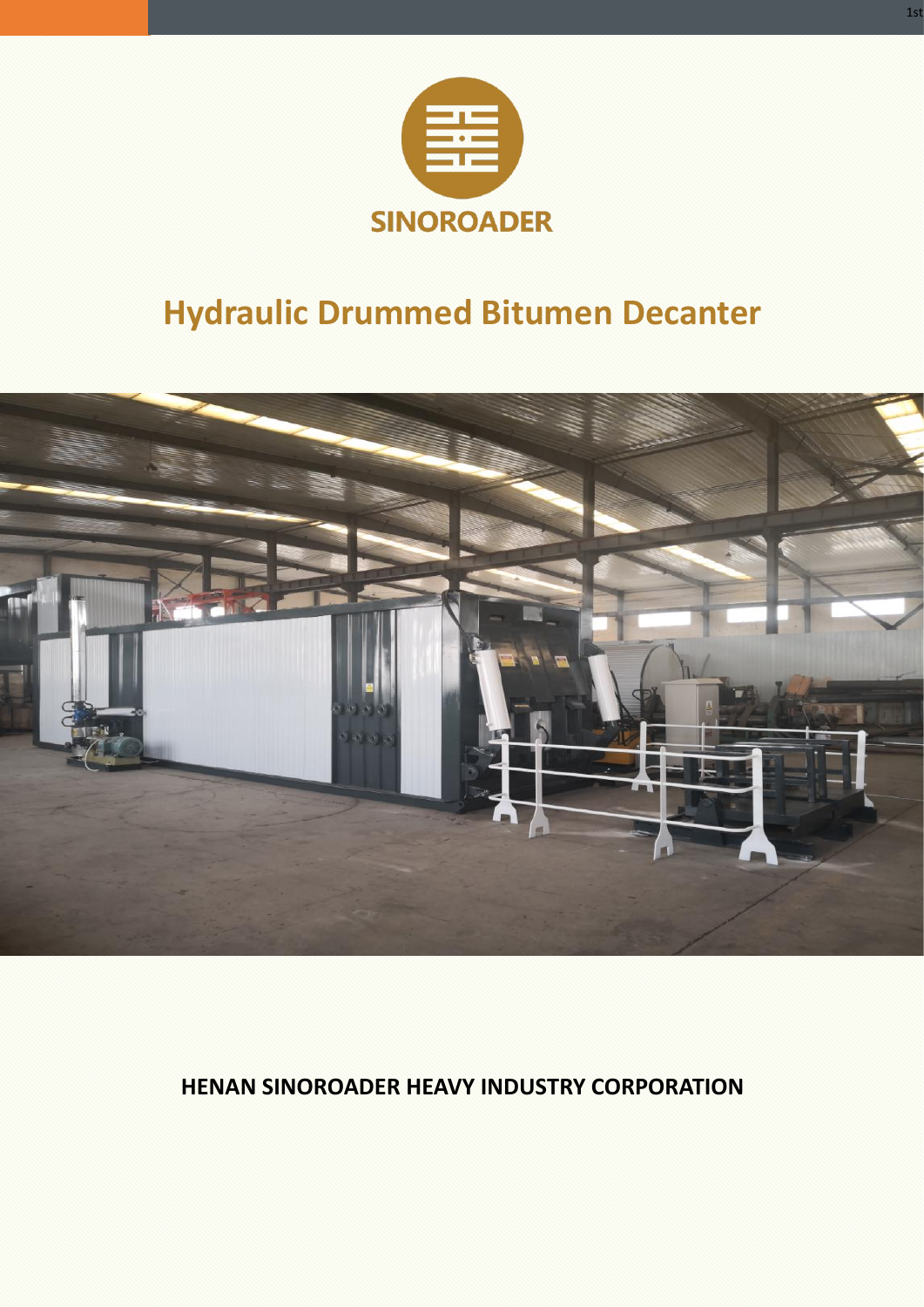SINOROADER

# Hydraulic Drummed Bitumen Decanter

**HENAN SINOROADER HEAVY INDUSTRY CORPORATION**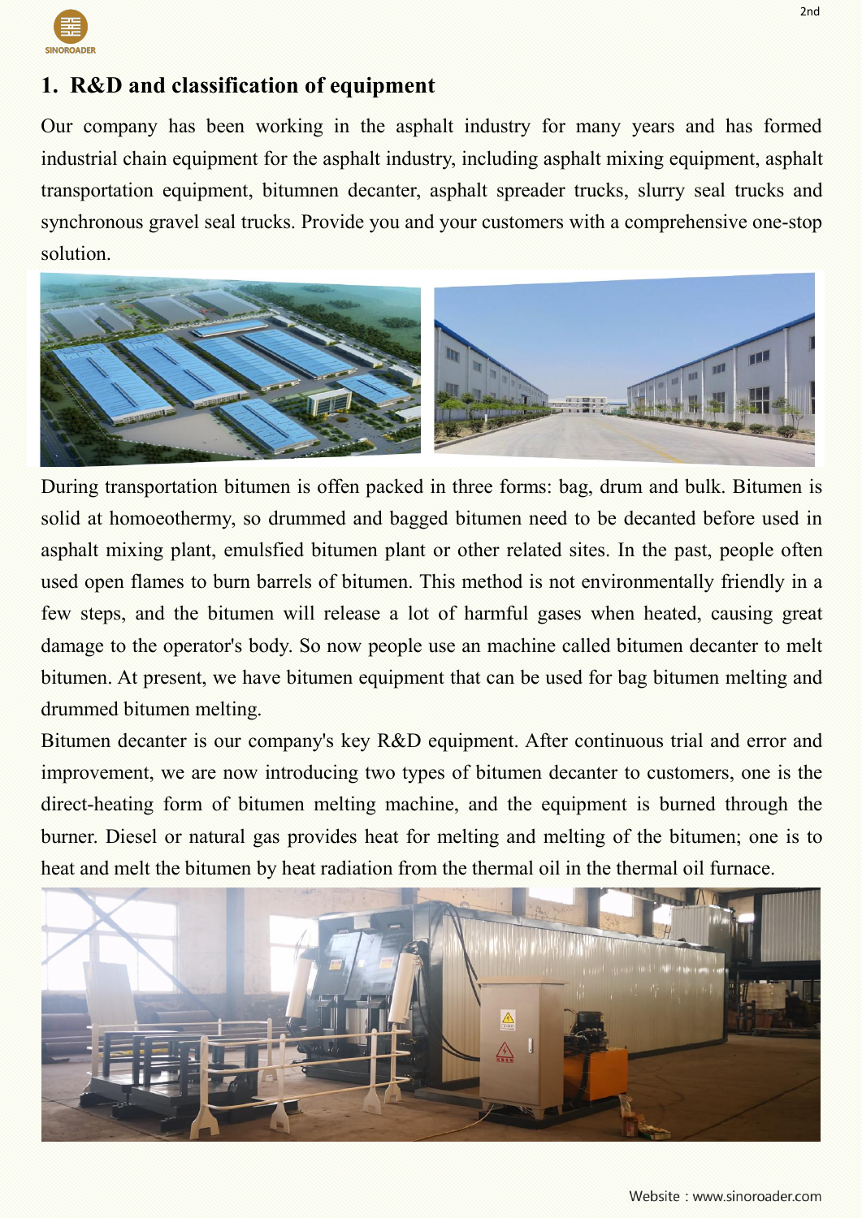## 1. R&D and classification of equipment

Our company has been working in the asphalt industry for many years and has formed industrial chain equipment for the asphalt industry, including asphalt mixing equipment, asphalt transportation equipment, bitumnen decanter, asphalt spreader trucks, slurry seal trucks and synchronous gravel seal trucks. Provide you and your customers with a comprehensive one-stop solution.

During transportation bitumen is often packed in three forms: bag, drum and bulk. Bitumen is solid at homoeothermy, so drummed and bagged bitumen need to be decanted before used in asphalt mixing plant, emulsfied bitumen plant or other related sites. In the past, people often used open flames to burn barrels of bitumen. This method is not environmentally friendly in a few steps, and the bitumen will release a lot of harmful gases when heated, causing great damage to the operator's body. So now people use an machine called bitumen decanter to melt bitumen. At present, we have bitumen equipment that can be used for bag bitumen melting and drummed bitumen melting.

Bitumen decanter is our company's key R&D equipment. After continuous trial and error and improvement, we are now introducing two types of bitumen decanter to customers, one is the direct-heating form of bitumen melting machine, and the equipment is burned through the burner. Diesel or natural gas provides heat for melting and melting of the bitumen; one is to heat and melt the bitumen by heat radiation from the thermal oil in the thermal oil furnace.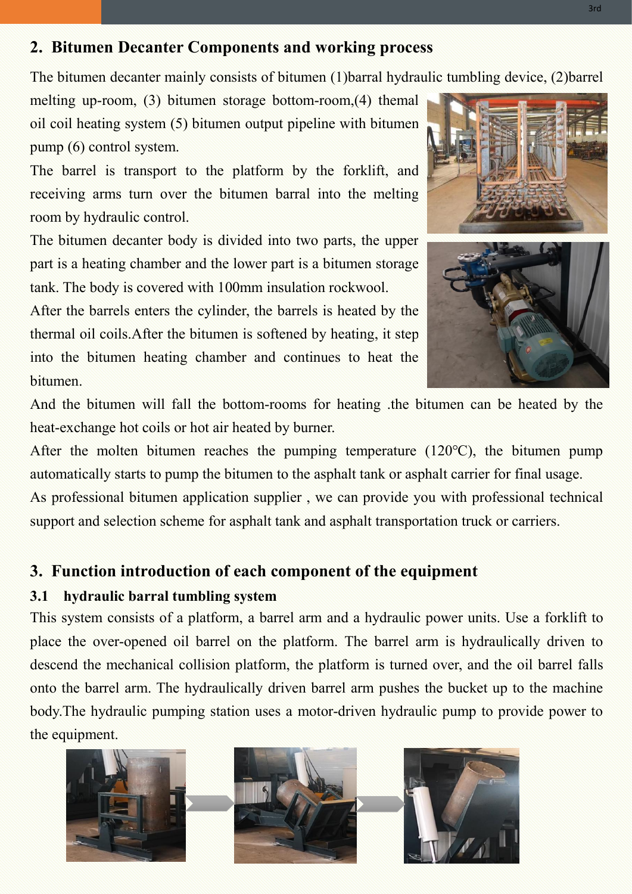## 2. Bitumen Decanter Components and working process

The bitumen decanter mainly consists of bitumen (1)barral hydraulic tumbling device, (2)barrel melting up-room, (3) bitumen storage bottom-room,(4) themal oil coil heating system (5) bitumen output pipeline with bitumen pump (6) control system.

The barrel is transport to the platform by the forklift, and receiving arms turn over the bitumen barral into the melting room by hydraulic control.

The bitumen decanter body is divided into two parts, the upper part is a heating chamber and the lower part is a bitumen storage tank. The body is covered with 100mm insulation rockwool.

After the barrels enters the cylinder, the barrels is heated by the thermal oil coils.After the bitumen is softened by heating, it step into the bitumen heating chamber and continues to heat the bitumen.

And the bitumen will fall the bottom-rooms for heating .the bitumen can be heated by the heat-exchange hot coils or hot air heated by burner.

After the molten bitumen reaches the pumping temperature (120℃), the bitumen pump automatically starts to pump the bitumen to the asphalt tank or asphalt carrier for final usage.

As professional bitumen application supplier , we can provide you with professional technical support and selection scheme for asphalt tank and asphalt transportation truck or carriers.

## 3. Function introduction of each component of the equipment

### 3.1 hydraulic barral tumbling system

This system consists of a platform, a barrel arm and a hydraulic power units. Use a forklift to place the over-opened oil barrel on the platform. The barrel arm is hydraulically driven to descend the mechanical collision platform, the platform is turned over, and the oil barrel falls onto the barrel arm. The hydraulically driven barrel arm pushes the bucket up to the machine body.The hydraulic pumping station uses a motor-driven hydraulic pump to provide power to the equipment.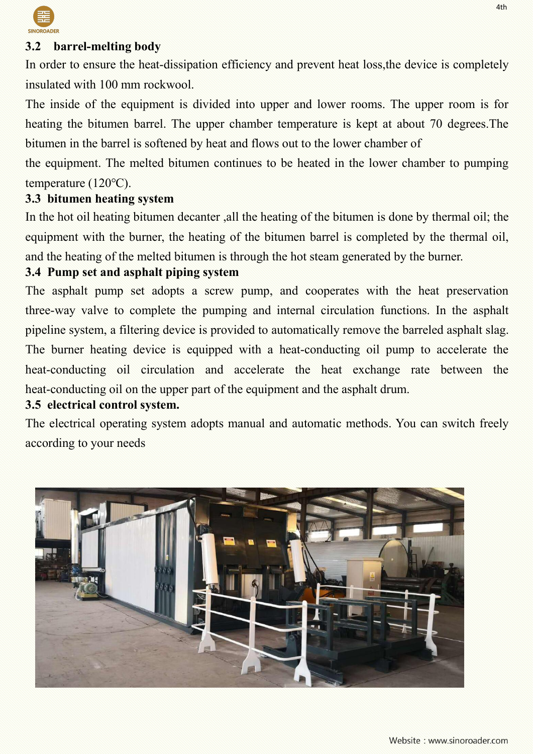### 3.2 barrel-melting body

In order to ensure the heat-dissipation efficiency and prevent heat loss,the device is completely insulated with 100 mm rockwool.

The inside of the equipment is divided into upper and lower rooms. The upper room is for heating the bitumen barrel. The upper chamber temperature is kept at about 70 degrees.The bitumen in the barrel is softened by heat and flows out to the lower chamber of the equipment. The melted bitumen continues to be heated in the lower chamber to pumping temperature (120℃).

### 3.3 bitumen heating system

In the hot oil heating bitumen decanter ,all the heating of the bitumen is done by thermal oil; the equipment with the burner, the heating of the bitumen barrel is completed by the thermal oil, and the heating of the melted bitumen is through the hot steam generated by the burner.

### 3.4 Pump set and asphalt piping system

The asphalt pump set adopts a screw pump, and cooperates with the heat preservation three-way valve to complete the pumping and internal circulation functions. In the asphalt pipeline system, a filtering device is provided to automatically remove the barreled asphalt slag. The burner heating device is equipped with a heat-conducting oil pump to accelerate the heat-conducting oil circulation and accelerate the heat exchange rate between the heat-conducting oil on the upper part of the equipment and the asphalt drum.

### 3.5 electrical control system.

The electrical operating system adopts manual and automatic methods. You can switch freely according to your needs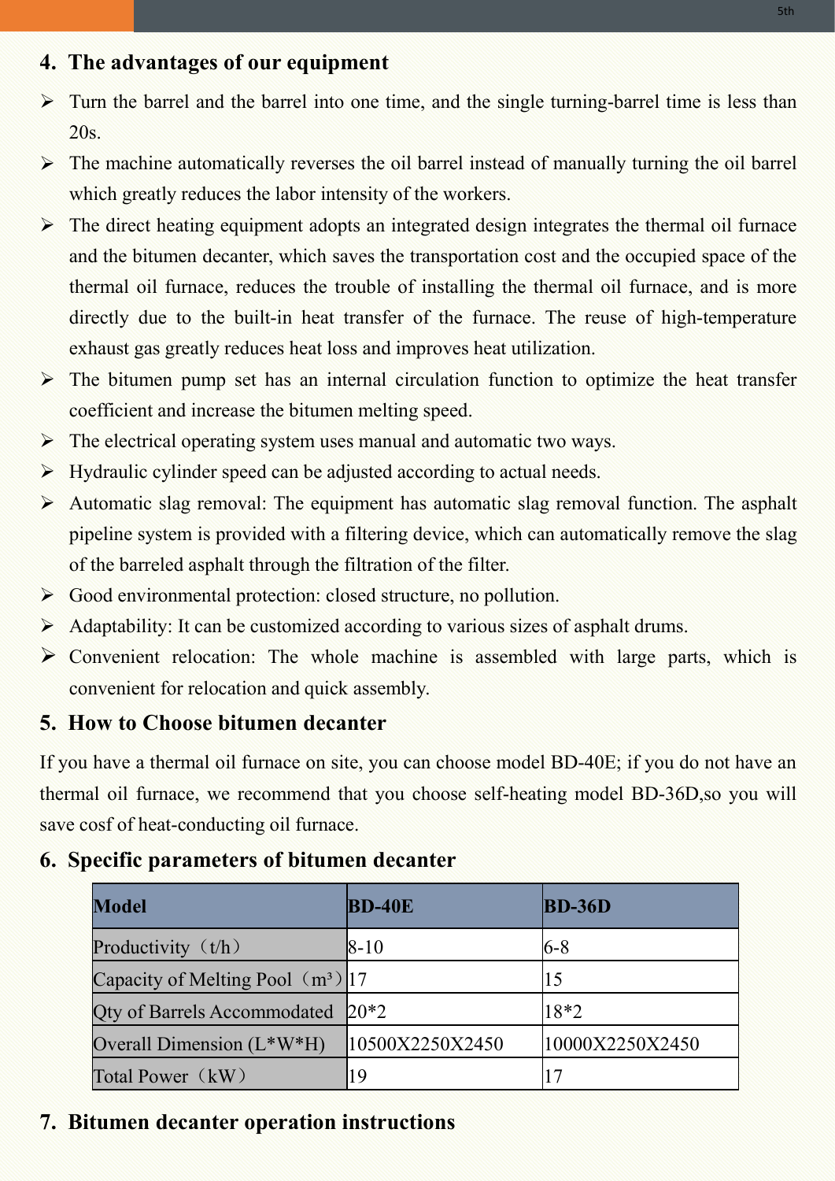## 4. The advantages of our equipment

- Turn the barrel and the barrel into one time, and the single turning-barrel time is less than 20s.
- The machine automatically reverses the oil barrel instead of manually turning the oil barrel which greatly reduces the labor intensity of the workers.
- The direct heating equipment adopts an integrated design integrates the thermal oil furnace and the bitumen decanter, which saves the transportation cost and the occupied space of the thermal oil furnace, reduces the trouble of installing the thermal oil furnace, and is more directly due to the built-in heat transfer of the furnace. The reuse of high-temperature exhaust gas greatly reduces heat loss and improves heat utilization.
- The bitumen pump set has an internal circulation function to optimize the heat transfer coefficient and increase the bitumen melting speed.
- The electrical operating system uses manual and automatic two ways.
- Hydraulic cylinder speed can be adjusted according to actual needs.
- Automatic slag removal: The equipment has automatic slag removal function. The asphalt pipeline system is provided with a filtering device, which can automatically remove the slag of the barreled asphalt through the filtration of the filter.
- Good environmental protection: closed structure, no pollution.
- Adaptability: It can be customized according to various sizes of asphalt drums.
- Convenient relocation: The whole machine is assembled with large parts, which is convenient for relocation and quick assembly.

## 5. How to Choose bitumen decanter

If you have a thermal oil furnace on site, you can choose model BD-40E; if you do not have an thermal oil furnace, we recommend that you choose self-heating model BD-36D,so you will save cosf of heat-conducting oil furnace.

## 6. Specific parameters of bitumen decanter

| Model | BD-40E | BD-36D |
|---|---|---|
| Productivity（t/h） | 8-10 | 6-8 |
| Capacity of Melting Pool（$m^3$） | 17 | 15 |
| Qty of Barrels Accommodated | 20*2 | 18*2 |
| Overall Dimension (L*W*H) | 10500X2250X2450 | 10000X2250X2450 |
| Total Power（kW） | 19 | 17 |

## 7. Bitumen decanter operation instructions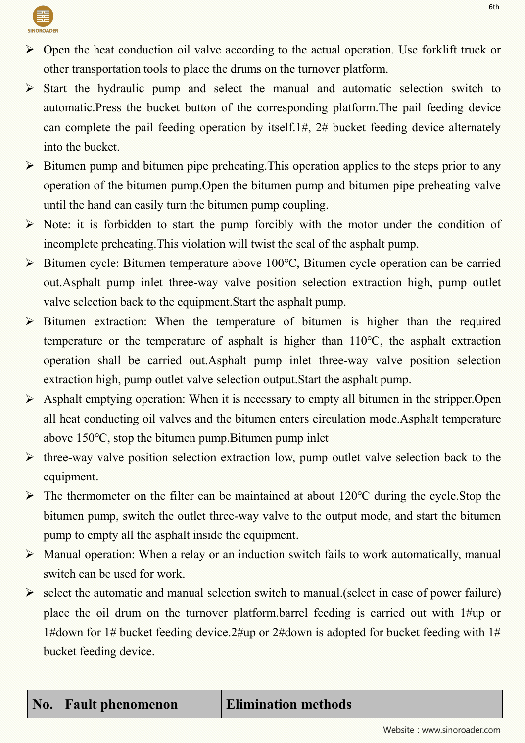- Open the heat conduction oil valve according to the actual operation. Use forklift truck or other transportation tools to place the drums on the turnover platform.
- Start the hydraulic pump and select the manual and automatic selection switch to automatic.Press the bucket button of the corresponding platform.The pail feeding device can complete the pail feeding operation by itself.1#, 2# bucket feeding device alternately into the bucket.
- Bitumen pump and bitumen pipe preheating.This operation applies to the steps prior to any operation of the bitumen pump.Open the bitumen pump and bitumen pipe preheating valve until the hand can easily turn the bitumen pump coupling.
- Note: it is forbidden to start the pump forcibly with the motor under the condition of incomplete preheating.This violation will twist the seal of the asphalt pump.
- Bitumen cycle: Bitumen temperature above 100℃, Bitumen cycle operation can be carried out.Asphalt pump inlet three-way valve position selection extraction high, pump outlet valve selection back to the equipment.Start the asphalt pump.
- Bitumen extraction: When the temperature of bitumen is higher than the required temperature or the temperature of asphalt is higher than 110℃, the asphalt extraction operation shall be carried out.Asphalt pump inlet three-way valve position selection extraction high, pump outlet valve selection output.Start the asphalt pump.
- Asphalt emptying operation: When it is necessary to empty all bitumen in the stripper.Open all heat conducting oil valves and the bitumen enters circulation mode.Asphalt temperature above 150℃, stop the bitumen pump.Bitumen pump inlet
- three-way valve position selection extraction low, pump outlet valve selection back to the equipment.
- The thermometer on the filter can be maintained at about 120℃ during the cycle.Stop the bitumen pump, switch the outlet three-way valve to the output mode, and start the bitumen pump to empty all the asphalt inside the equipment.
- Manual operation: When a relay or an induction switch fails to work automatically, manual switch can be used for work.
- select the automatic and manual selection switch to manual.(select in case of power failure) place the oil drum on the turnover platform.barrel feeding is carried out with 1#up or 1#down for 1# bucket feeding device.2#up or 2#down is adopted for bucket feeding with 1# bucket feeding device.

| No. | Fault phenomenon | Elimination methods |
|---|---|---|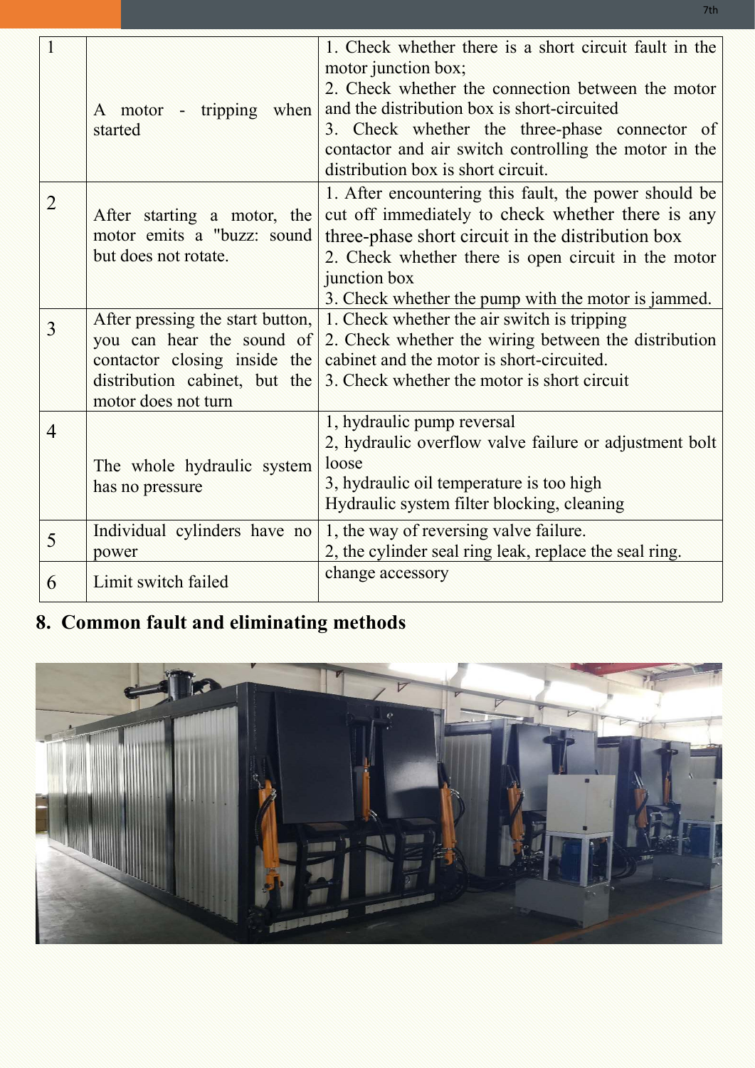| | | |
|---|---|---|
| 1 | A motor - tripping when started | 1. Check whether there is a short circuit fault in the motor junction box;<br>2. Check whether the connection between the motor and the distribution box is short-circuited<br>3. Check whether the three-phase connector of contactor and air switch controlling the motor in the distribution box is short circuit. |
| 2 | After starting a motor, the motor emits a "buzz: sound but does not rotate. | 1. After encountering this fault, the power should be cut off immediately to check whether there is any three-phase short circuit in the distribution box<br>2. Check whether there is open circuit in the motor junction box<br>3. Check whether the pump with the motor is jammed. |
| 3 | After pressing the start button, you can hear the sound of contactor closing inside the distribution cabinet, but the motor does not turn | 1. Check whether the air switch is tripping<br>2. Check whether the wiring between the distribution cabinet and the motor is short-circuited.<br>3. Check whether the motor is short circuit |
| 4 | The whole hydraulic system has no pressure | 1, hydraulic pump reversal<br>2, hydraulic overflow valve failure or adjustment bolt loose<br>3, hydraulic oil temperature is too high<br>Hydraulic system filter blocking, cleaning |
| 5 | Individual cylinders have no power | 1, the way of reversing valve failure.<br>2, the cylinder seal ring leak, replace the seal ring. |
| 6 | Limit switch failed | change accessory |

## 8. Common fault and eliminating methods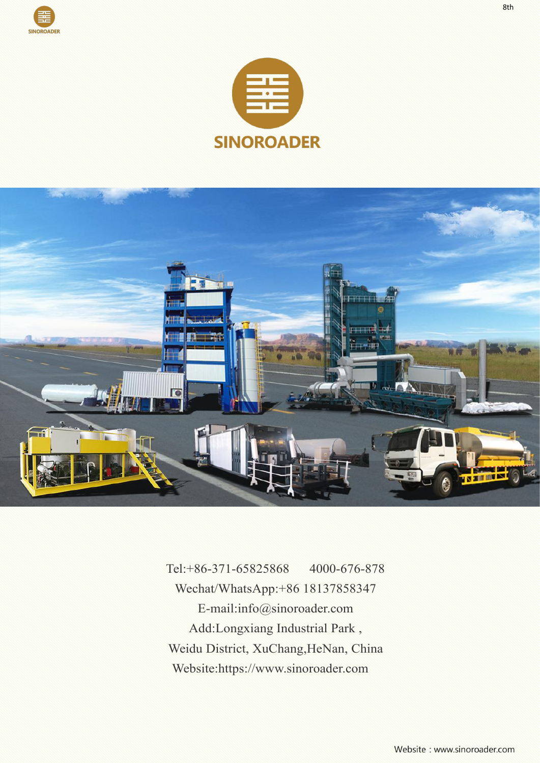SINOROADER

Tel:+86-371-65825868      4000-676-878

Wechat/WhatsApp:+86 18137858347

E-mail:info@sinoroader.com

Add:Longxiang Industrial Park ,

Weidu District, XuChang,HeNan, China

Website:https://www.sinoroader.com